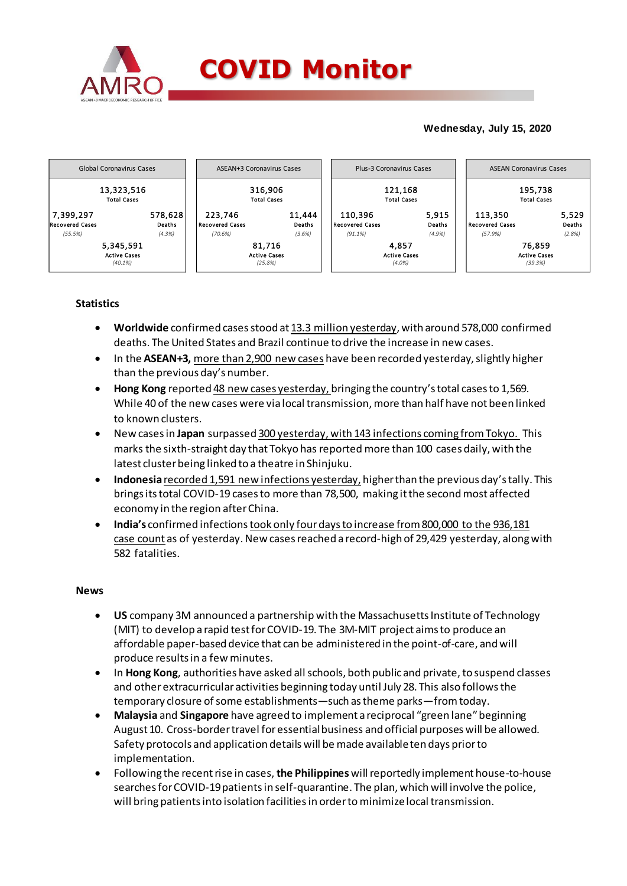# COVID Monitor

**Wednesday, July 15, 2020**

| Global Coronavirus Cases | | ASEAN+3 Coronavirus Cases | | Plus-3 Coronavirus Cases | | ASEAN Coronavirus Cases | |
|---|---|---|---|---|---|---|---|
| 13,323,516 Total Cases | | 316,906 Total Cases | | 121,168 Total Cases | | 195,738 Total Cases | |
| 7,399,297 Recovered Cases *(55.5%)* | 578,628 Deaths *(4.3%)* | 223,746 Recovered Cases *(70.6%)* | 11,444 Deaths *(3.6%)* | 110,396 Recovered Cases *(91.1%)* | 5,915 Deaths *(4.9%)* | 113,350 Recovered Cases *(57.9%)* | 5,529 Deaths *(2.8%)* |
| 5,345,591 Active Cases *(40.1%)* | | 81,716 Active Cases *(25.8%)* | | 4,857 Active Cases *(4.0%)* | | 76,859 Active Cases *(39.3%)* | |

## Statistics

- **Worldwide** confirmed cases stood at 13.3 million yesterday, with around 578,000 confirmed deaths. The United States and Brazil continue to drive the increase in new cases.
- In the **ASEAN+3,** more than 2,900 new cases have been recorded yesterday, slightly higher than the previous day's number.
- **Hong Kong** reported 48 new cases yesterday, bringing the country's total cases to 1,569. While 40 of the new cases were via local transmission, more than half have not been linked to known clusters.
- New cases in **Japan** surpassed 300 yesterday, with 143 infections coming from Tokyo. This marks the sixth-straight day that Tokyo has reported more than 100 cases daily, with the latest cluster being linked to a theatre in Shinjuku.
- **Indonesia** recorded 1,591 new infections yesterday, higher than the previous day's tally. This brings its total COVID-19 cases to more than 78,500, making it the second most affected economy in the region after China.
- **India's** confirmed infections took only four days to increase from 800,000 to the 936,181 case count as of yesterday. New cases reached a record-high of 29,429 yesterday, along with 582 fatalities.

## News

- **US** company 3M announced a partnership with the Massachusetts Institute of Technology (MIT) to develop a rapid test for COVID-19. The 3M-MIT project aims to produce an affordable paper-based device that can be administered in the point-of-care, and will produce results in a few minutes.
- In **Hong Kong**, authorities have asked all schools, both public and private, to suspend classes and other extracurricular activities beginning today until July 28. This also follows the temporary closure of some establishments—such as theme parks—from today.
- **Malaysia** and **Singapore** have agreed to implement a reciprocal "green lane" beginning August 10. Cross-border travel for essential business and official purposes will be allowed. Safety protocols and application details will be made available ten days prior to implementation.
- Following the recent rise in cases, **the Philippines** will reportedly implement house-to-house searches for COVID-19 patients in self-quarantine. The plan, which will involve the police, will bring patients into isolation facilities in order to minimize local transmission.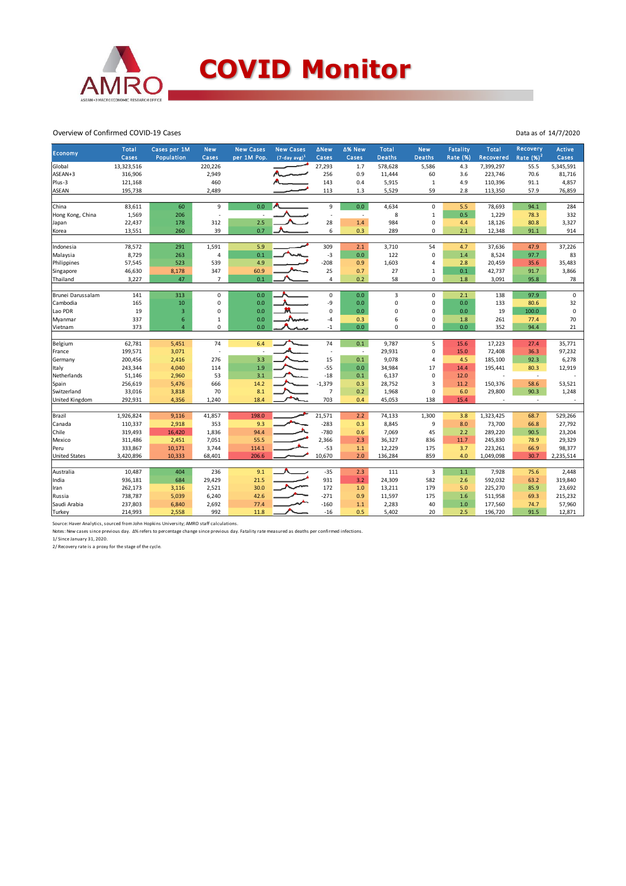# COVID Monitor

Overview of Confirmed COVID-19 Cases

Data as of 14/7/2020

| Economy | Total Cases | Cases per 1M Population | New Cases | New Cases per 1M Pop. | New Cases (7-day avg)[1] | ΔNew Cases | Δ% New Cases | Total Deaths | New Deaths | Fatality Rate (%) | Total Recovered | Recovery Rate (%)[2] | Active Cases |
|---|---|---|---|---|---|---|---|---|---|---|---|---|---|
| Global | 13,323,516 | | 220,226 | | | 27,293 | 1.7 | 578,628 | 5,586 | 4.3 | 7,399,297 | 55.5 | 5,345,591 |
| ASEAN+3 | 316,906 | | 2,949 | | | 256 | 0.9 | 11,444 | 60 | 3.6 | 223,746 | 70.6 | 81,716 |
| Plus-3 | 121,168 | | 460 | | | 143 | 0.4 | 5,915 | 1 | 4.9 | 110,396 | 91.1 | 4,857 |
| ASEAN | 195,738 | | 2,489 | | | 113 | 1.3 | 5,529 | 59 | 2.8 | 113,350 | 57.9 | 76,859 |
| | | | | | | | | | | | | | |
| China | 83,611 | 60 | 9 | 0.0 | | 9 | 0.0 | 4,634 | 0 | 5.5 | 78,693 | 94.1 | 284 |
| Hong Kong, China | 1,569 | 206 | - | - | | 8 | - | 8 | 1 | 0.5 | 1,229 | 78.3 | 332 |
| Japan | 22,437 | 178 | 312 | 2.5 | | 28 | 1.4 | 984 | 0 | 4.4 | 18,126 | 80.8 | 3,327 |
| Korea | 13,551 | 260 | 39 | 0.7 | | 6 | 0.3 | 289 | 0 | 2.1 | 12,348 | 91.1 | 914 |
| | | | | | | | | | | | | | |
| Indonesia | 78,572 | 291 | 1,591 | 5.9 | | 309 | 2.1 | 3,710 | 54 | 4.7 | 37,636 | 47.9 | 37,226 |
| Malaysia | 8,729 | 263 | 4 | 0.1 | | -3 | 0.0 | 122 | 0 | 1.4 | 8,524 | 97.7 | 83 |
| Philippines | 57,545 | 523 | 539 | 4.9 | | -208 | 0.9 | 1,603 | 4 | 2.8 | 20,459 | 35.6 | 35,483 |
| Singapore | 46,630 | 8,178 | 347 | 60.9 | | 25 | 0.7 | 27 | 1 | 0.1 | 42,737 | 91.7 | 3,866 |
| Thailand | 3,227 | 47 | 7 | 0.1 | | 4 | 0.2 | 58 | 0 | 1.8 | 3,091 | 95.8 | 78 |
| | | | | | | | | | | | | | |
| Brunei Darussalam | 141 | 313 | 0 | 0.0 | | 0 | 0.0 | 3 | 0 | 2.1 | 138 | 97.9 | 0 |
| Cambodia | 165 | 10 | 0 | 0.0 | | -9 | 0.0 | 0 | 0 | 0.0 | 133 | 80.6 | 32 |
| Lao PDR | 19 | 3 | 0 | 0.0 | | 0 | 0.0 | 0 | 0 | 0.0 | 19 | 100.0 | 0 |
| Myanmar | 337 | 6 | 1 | 0.0 | | -4 | 0.3 | 6 | 0 | 1.8 | 261 | 77.4 | 70 |
| Vietnam | 373 | 4 | 0 | 0.0 | | -1 | 0.0 | 0 | 0 | 0.0 | 352 | 94.4 | 21 |
| | | | | | | | | | | | | | |
| Belgium | 62,781 | 5,451 | 74 | 6.4 | | 74 | 0.1 | 9,787 | 5 | 15.6 | 17,223 | 27.4 | 35,771 |
| France | 199,571 | 3,071 | - | - | | - | - | 29,931 | 0 | 15.0 | 72,408 | 36.3 | 97,232 |
| Germany | 200,456 | 2,416 | 276 | 3.3 | | 15 | 0.1 | 9,078 | 4 | 4.5 | 185,100 | 92.3 | 6,278 |
| Italy | 243,344 | 4,040 | 114 | 1.9 | | -55 | 0.0 | 34,984 | 17 | 14.4 | 195,441 | 80.3 | 12,919 |
| Netherlands | 51,146 | 2,960 | 53 | 3.1 | | -18 | 0.1 | 6,137 | 0 | 12.0 | - | - | - |
| Spain | 256,619 | 5,476 | 666 | 14.2 | | -1,379 | 0.3 | 28,752 | 3 | 11.2 | 150,376 | 58.6 | 53,521 |
| Switzerland | 33,016 | 3,818 | 70 | 8.1 | | 7 | 0.2 | 1,968 | 0 | 6.0 | 29,800 | 90.3 | 1,248 |
| United Kingdom | 292,931 | 4,356 | 1,240 | 18.4 | | 703 | 0.4 | 45,053 | 138 | 15.4 | - | - | - |
| | | | | | | | | | | | | | |
| Brazil | 1,926,824 | 9,116 | 41,857 | 198.0 | | 21,571 | 2.2 | 74,133 | 1,300 | 3.8 | 1,323,425 | 68.7 | 529,266 |
| Canada | 110,337 | 2,918 | 353 | 9.3 | | -283 | 0.3 | 8,845 | 9 | 8.0 | 73,700 | 66.8 | 27,792 |
| Chile | 319,493 | 16,420 | 1,836 | 94.4 | | -780 | 0.6 | 7,069 | 45 | 2.2 | 289,220 | 90.5 | 23,204 |
| Mexico | 311,486 | 2,451 | 7,051 | 55.5 | | 2,366 | 2.3 | 36,327 | 836 | 11.7 | 245,830 | 78.9 | 29,329 |
| Peru | 333,867 | 10,171 | 3,744 | 114.1 | | -53 | 1.1 | 12,229 | 175 | 3.7 | 223,261 | 66.9 | 98,377 |
| United States | 3,420,896 | 10,333 | 68,401 | 206.6 | | 10,670 | 2.0 | 136,284 | 859 | 4.0 | 1,049,098 | 30.7 | 2,235,514 |
| | | | | | | | | | | | | | |
| Australia | 10,487 | 404 | 236 | 9.1 | | -35 | 2.3 | 111 | 3 | 1.1 | 7,928 | 75.6 | 2,448 |
| India | 936,181 | 684 | 29,429 | 21.5 | | 931 | 3.2 | 24,309 | 582 | 2.6 | 592,032 | 63.2 | 319,840 |
| Iran | 262,173 | 3,116 | 2,521 | 30.0 | | 172 | 1.0 | 13,211 | 179 | 5.0 | 225,270 | 85.9 | 23,692 |
| Russia | 738,787 | 5,039 | 6,240 | 42.6 | | -271 | 0.9 | 11,597 | 175 | 1.6 | 511,958 | 69.3 | 215,232 |
| Saudi Arabia | 237,803 | 6,840 | 2,692 | 77.4 | | -160 | 1.1 | 2,283 | 40 | 1.0 | 177,560 | 74.7 | 57,960 |
| Turkey | 214,993 | 2,558 | 992 | 11.8 | | -16 | 0.5 | 5,402 | 20 | 2.5 | 196,720 | 91.5 | 12,871 |

Source: Haver Analytics, sourced from John Hopkins University; AMRO staff calculations.

Notes: New cases since previous day. Δ% refers to percentage change since previous day. Fatality rate measured as deaths per confirmed infections.

1/ Since January 31, 2020.

2/ Recovery rate is a proxy for the stage of the cycle.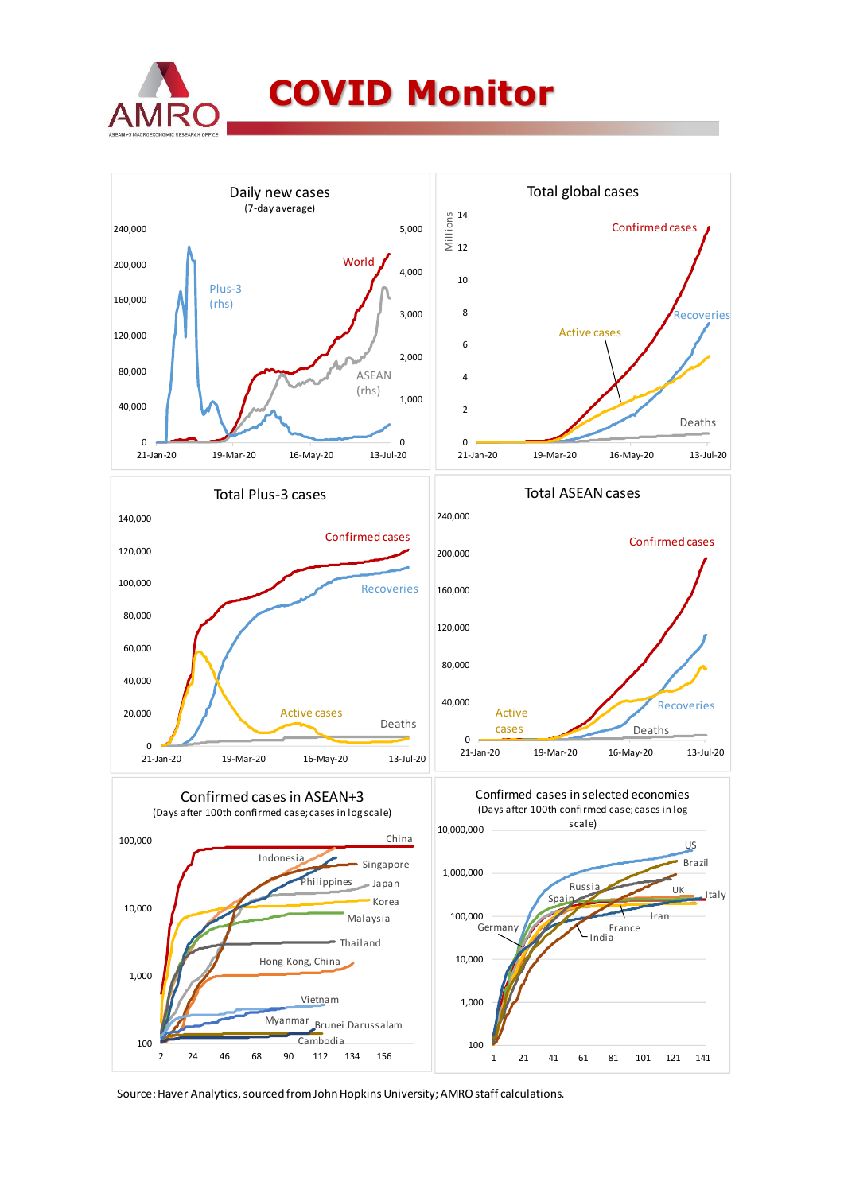# COVID Monitor

AMRO
ASEAN+3 MACROECONOMIC RESEARCH OFFICE

## Daily new cases

(7-day average)

240,000
200,000
160,000
120,000
80,000
40,000
0

5,000
4,000
3,000
2,000
1,000
0

World
Plus-3 (rhs)
ASEAN (rhs)

21-Jan-20
19-Mar-20
16-May-20
13-Jul-20

## Total global cases

Millions

14
12
10
8
6
4
2
0

Confirmed cases
Recoveries
Active cases
Deaths

21-Jan-20
19-Mar-20
16-May-20
13-Jul-20

## Total Plus-3 cases

140,000
120,000
100,000
80,000
60,000
40,000
20,000
0

Confirmed cases
Recoveries
Active cases
Deaths

21-Jan-20
19-Mar-20
16-May-20
13-Jul-20

## Total ASEAN cases

240,000
200,000
160,000
120,000
80,000
40,000
0

Confirmed cases
Recoveries
Active cases
Deaths

21-Jan-20
19-Mar-20
16-May-20
13-Jul-20

## Confirmed cases in ASEAN+3

(Days after 100th confirmed case; cases in log scale)

100,000
10,000
1,000
100

China
Indonesia
Singapore
Philippines
Japan
Korea
Malaysia
Thailand
Hong Kong, China
Vietnam
Myanmar
Brunei Darussalam
Cambodia

2
24
46
68
90
112
134
156

## Confirmed cases in selected economies

(Days after 100th confirmed case; cases in log scale)

10,000,000
1,000,000
100,000
10,000
1,000
100

US
Brazil
Russia
UK
Italy
Spain
Iran
Germany
France
India

1
21
41
61
81
101
121
141

Source: Haver Analytics, sourced from John Hopkins University; AMRO staff calculations.